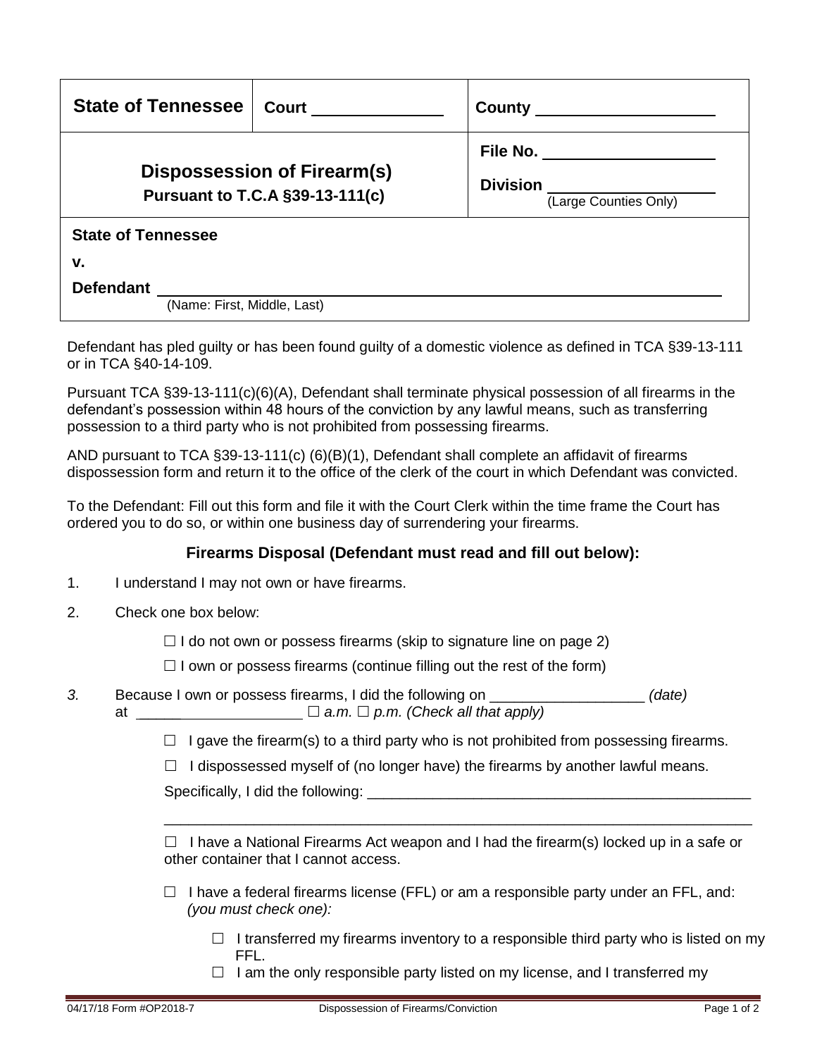| State of Tennessee | Court ______________ | County ____________________ |
|---|---|---|
| **Dispossession of Firearm(s)** **Pursuant to T.C.A §39-13-111(c)** | | File No. ____________________ Division ____________________ (Large Counties Only) |

**State of Tennessee**

**v.**

**Defendant** ________________________________________________
(Name: First, Middle, Last)

Defendant has pled guilty or has been found guilty of a domestic violence as defined in TCA §39-13-111 or in TCA §40-14-109.

Pursuant TCA §39-13-111(c)(6)(A), Defendant shall terminate physical possession of all firearms in the defendant's possession within 48 hours of the conviction by any lawful means, such as transferring possession to a third party who is not prohibited from possessing firearms.

AND pursuant to TCA §39-13-111(c) (6)(B)(1), Defendant shall complete an affidavit of firearms dispossession form and return it to the office of the clerk of the court in which Defendant was convicted.

To the Defendant: Fill out this form and file it with the Court Clerk within the time frame the Court has ordered you to do so, or within one business day of surrendering your firearms.

### Firearms Disposal (Defendant must read and fill out below):

1. I understand I may not own or have firearms.

2. Check one box below:

   ☐ I do not own or possess firearms (skip to signature line on page 2)

   ☐ I own or possess firearms (continue filling out the rest of the form)

*3.* Because I own or possess firearms, I did the following on ___________________ *(date)* at ____________________ ☐ *a.m.* ☐ *p.m. (Check all that apply)*

   ☐ I gave the firearm(s) to a third party who is not prohibited from possessing firearms.

   ☐ I dispossessed myself of (no longer have) the firearms by another lawful means.

   Specifically, I did the following: ________________________________________________

   ______________________________________________________________________

   ☐ I have a National Firearms Act weapon and I had the firearm(s) locked up in a safe or other container that I cannot access.

   ☐ I have a federal firearms license (FFL) or am a responsible party under an FFL, and: *(you must check one):*

      ☐ I transferred my firearms inventory to a responsible third party who is listed on my FFL.

      ☐ I am the only responsible party listed on my license, and I transferred my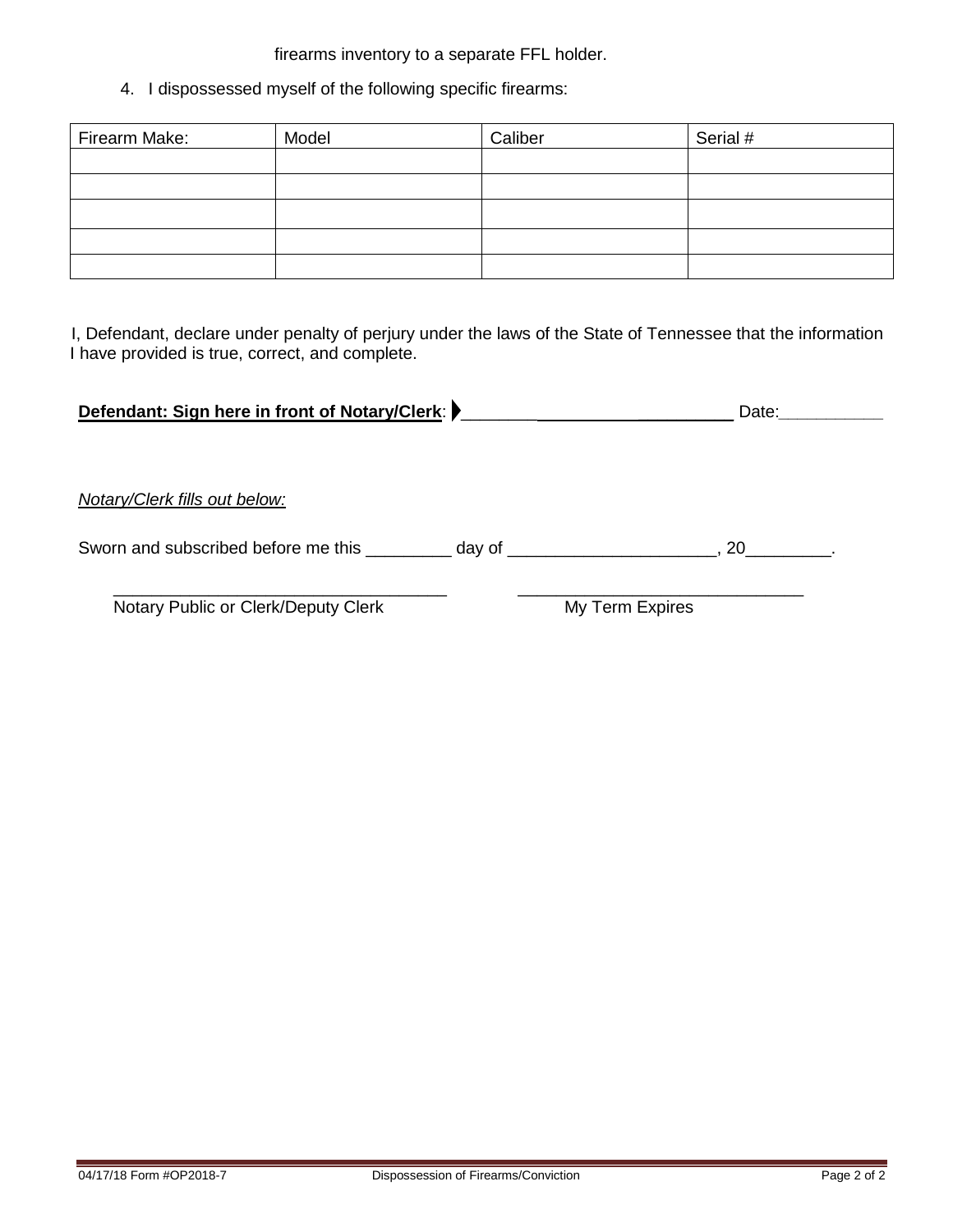firearms inventory to a separate FFL holder.

4. I dispossessed myself of the following specific firearms:

| Firearm Make: | Model | Caliber | Serial # |
|---|---|---|---|
| | | | |
| | | | |
| | | | |
| | | | |
| | | | |

I, Defendant, declare under penalty of perjury under the laws of the State of Tennessee that the information I have provided is true, correct, and complete.

**Defendant: Sign here in front of Notary/Clerk**: ▶________________________________ Date:___________

*Notary/Clerk fills out below:*

Sworn and subscribed before me this _________ day of _____________________, 20_________.

___________________________________ ______________________________

Notary Public or Clerk/Deputy Clerk My Term Expires